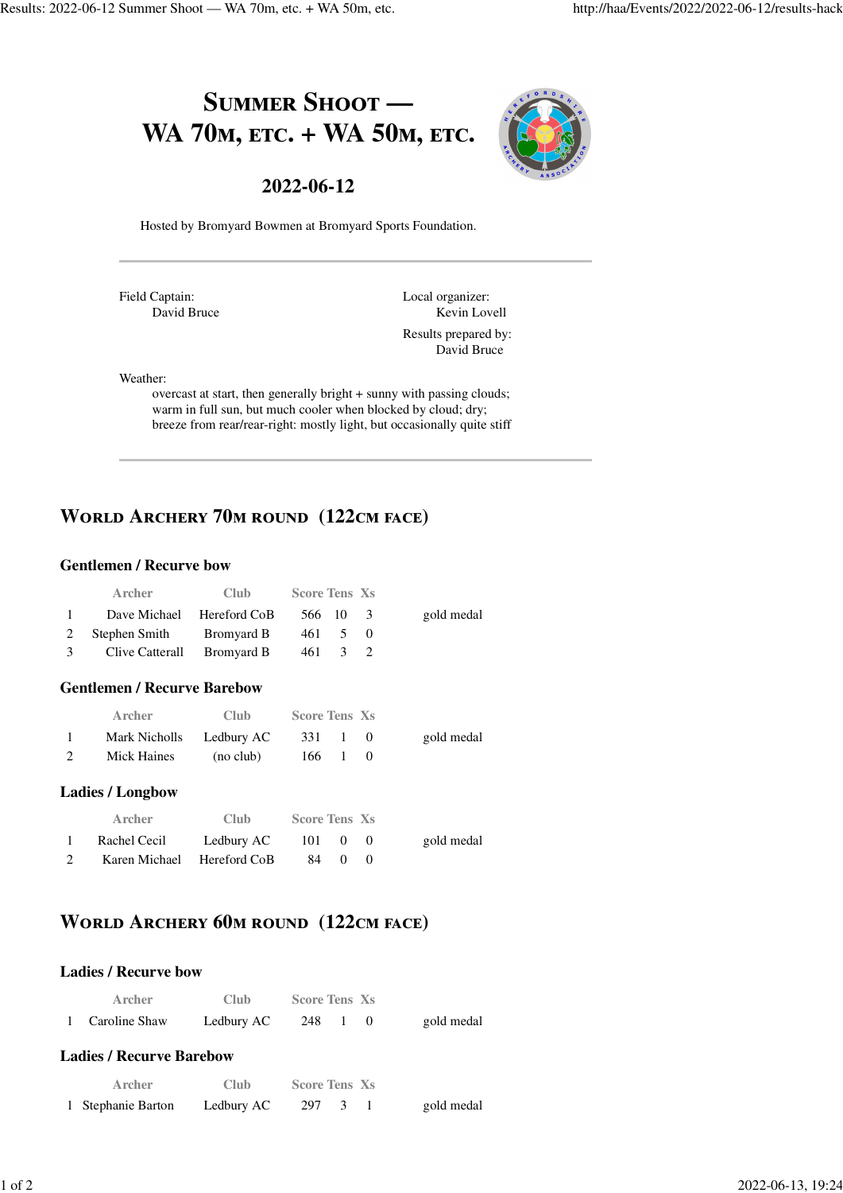# Summer Shoot — WA 70m, etc. + WA 50m, etc.

## 2022-06-12

Hosted by Bromyard Bowmen at Bromyard Sports Foundation.

---

Field Captain:
David Bruce

Local organizer:
Kevin Lovell

Results prepared by:
David Bruce

Weather:
overcast at start, then generally bright + sunny with passing clouds;
warm in full sun, but much cooler when blocked by cloud; dry;
breeze from rear/rear-right: mostly light, but occasionally quite stiff

---

## World Archery 70m round (122cm face)

### Gentlemen / Recurve bow

| | Archer | Club | Score | Tens | Xs | |
|---|---|---|---|---|---|---|
| 1 | Dave Michael | Hereford CoB | 566 | 10 | 3 | gold medal |
| 2 | Stephen Smith | Bromyard B | 461 | 5 | 0 | |
| 3 | Clive Catterall | Bromyard B | 461 | 3 | 2 | |

### Gentlemen / Recurve Barebow

| | Archer | Club | Score | Tens | Xs | |
|---|---|---|---|---|---|---|
| 1 | Mark Nicholls | Ledbury AC | 331 | 1 | 0 | gold medal |
| 2 | Mick Haines | (no club) | 166 | 1 | 0 | |

### Ladies / Longbow

| | Archer | Club | Score | Tens | Xs | |
|---|---|---|---|---|---|---|
| 1 | Rachel Cecil | Ledbury AC | 101 | 0 | 0 | gold medal |
| 2 | Karen Michael | Hereford CoB | 84 | 0 | 0 | |

## World Archery 60m round (122cm face)

### Ladies / Recurve bow

| | Archer | Club | Score | Tens | Xs | |
|---|---|---|---|---|---|---|
| 1 | Caroline Shaw | Ledbury AC | 248 | 1 | 0 | gold medal |

### Ladies / Recurve Barebow

| | Archer | Club | Score | Tens | Xs | |
|---|---|---|---|---|---|---|
| 1 | Stephanie Barton | Ledbury AC | 297 | 3 | 1 | gold medal |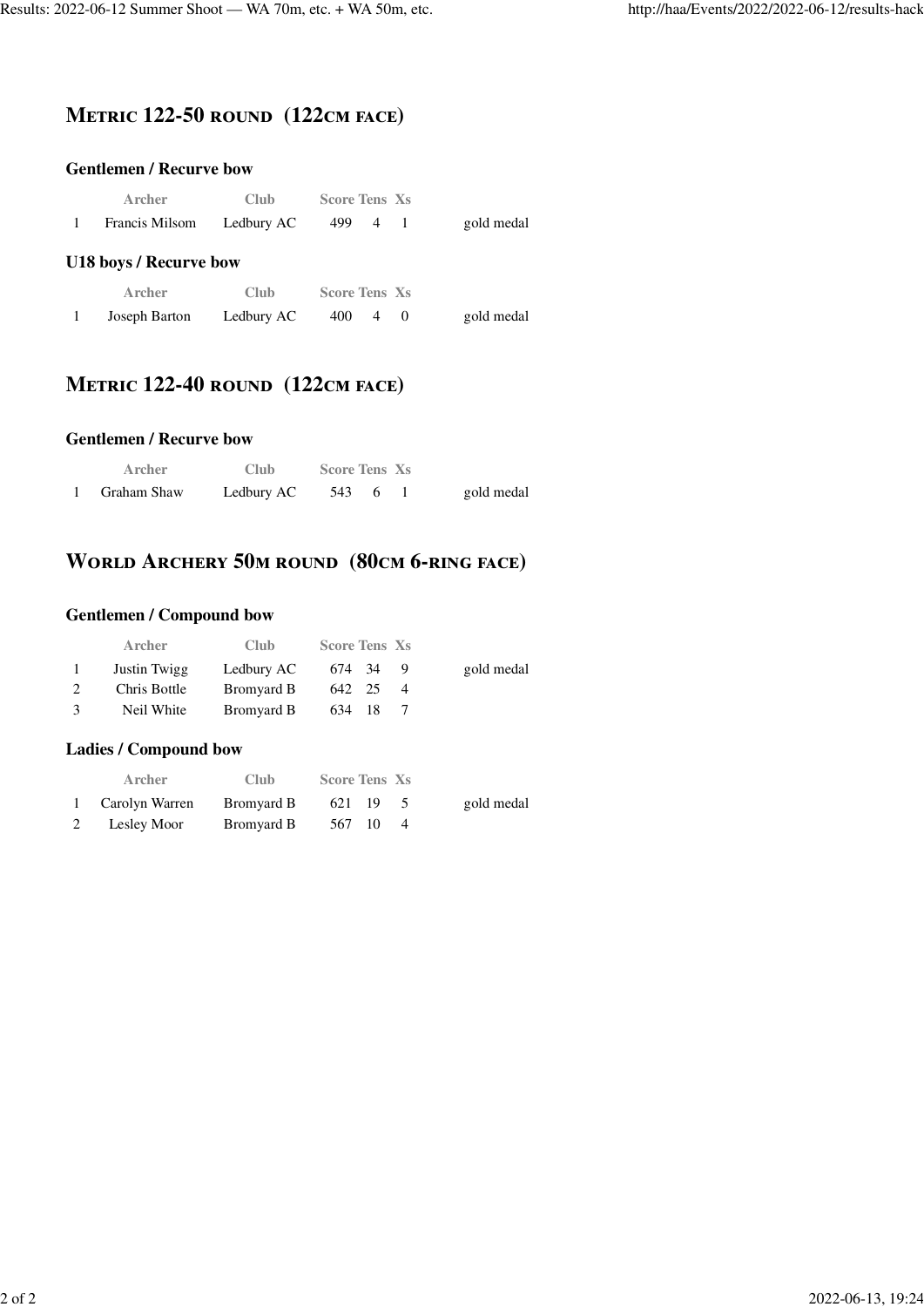## Metric 122-50 round (122cm face)

### Gentlemen / Recurve bow

| | Archer | Club | Score | Tens | Xs | |
|---|---|---|---|---|---|---|
| 1 | Francis Milsom | Ledbury AC | 499 | 4 | 1 | gold medal |

### U18 boys / Recurve bow

| | Archer | Club | Score | Tens | Xs | |
|---|---|---|---|---|---|---|
| 1 | Joseph Barton | Ledbury AC | 400 | 4 | 0 | gold medal |

## Metric 122-40 round (122cm face)

### Gentlemen / Recurve bow

| | Archer | Club | Score | Tens | Xs | |
|---|---|---|---|---|---|---|
| 1 | Graham Shaw | Ledbury AC | 543 | 6 | 1 | gold medal |

## World Archery 50m round (80cm 6-ring face)

### Gentlemen / Compound bow

| | Archer | Club | Score | Tens | Xs | |
|---|---|---|---|---|---|---|
| 1 | Justin Twigg | Ledbury AC | 674 | 34 | 9 | gold medal |
| 2 | Chris Bottle | Bromyard B | 642 | 25 | 4 | |
| 3 | Neil White | Bromyard B | 634 | 18 | 7 | |

### Ladies / Compound bow

| | Archer | Club | Score | Tens | Xs | |
|---|---|---|---|---|---|---|
| 1 | Carolyn Warren | Bromyard B | 621 | 19 | 5 | gold medal |
| 2 | Lesley Moor | Bromyard B | 567 | 10 | 4 | |